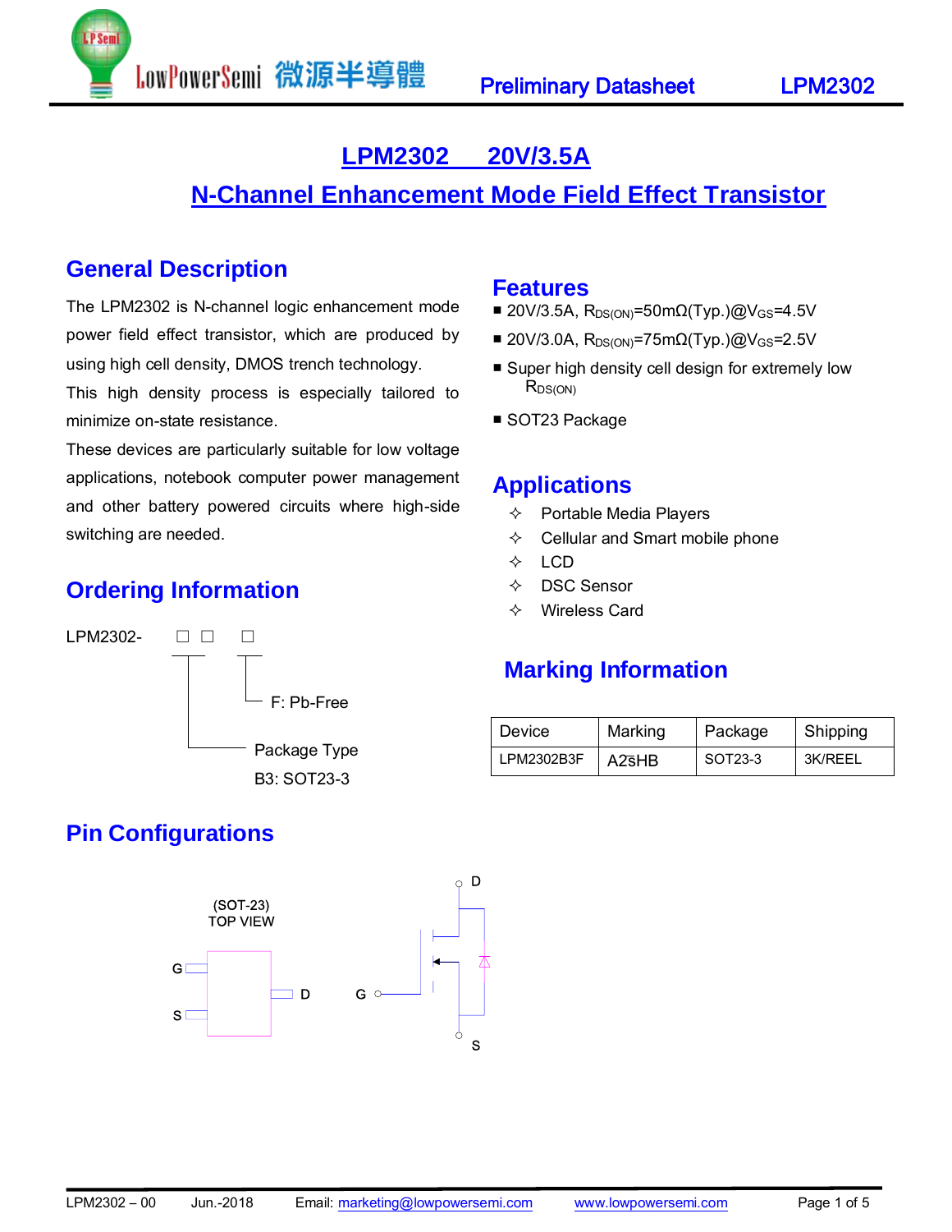# LPM2302 20V/3.5A

# N-Channel Enhancement Mode Field Effect Transistor

## General Description

The LPM2302 is N-channel logic enhancement mode power field effect transistor, which are produced by using high cell density, DMOS trench technology.

This high density process is especially tailored to minimize on-state resistance.

These devices are particularly suitable for low voltage applications, notebook computer power management and other battery powered circuits where high-side switching are needed.

## Features

- 20V/3.5A, $R_{DS(ON)}$=50mΩ(Typ.)@$V_{GS}$=4.5V
- 20V/3.0A, $R_{DS(ON)}$=75mΩ(Typ.)@$V_{GS}$=2.5V
- Super high density cell design for extremely low $R_{DS(ON)}$
- SOT23 Package

## Applications

- ✧ Portable Media Players
- ✧ Cellular and Smart mobile phone
- ✧ LCD
- ✧ DSC Sensor
- ✧ Wireless Card

## Ordering Information

LPM2302- □ □ □

- F: Pb-Free
- Package Type
  B3: SOT23-3

## Marking Information

| Device | Marking | Package | Shipping |
|---|---|---|---|
| LPM2302B3F | A2$\bar{s}$HB | SOT23-3 | 3K/REEL |

## Pin Configurations

(SOT-23)
TOP VIEW

G, S, D

G, D, S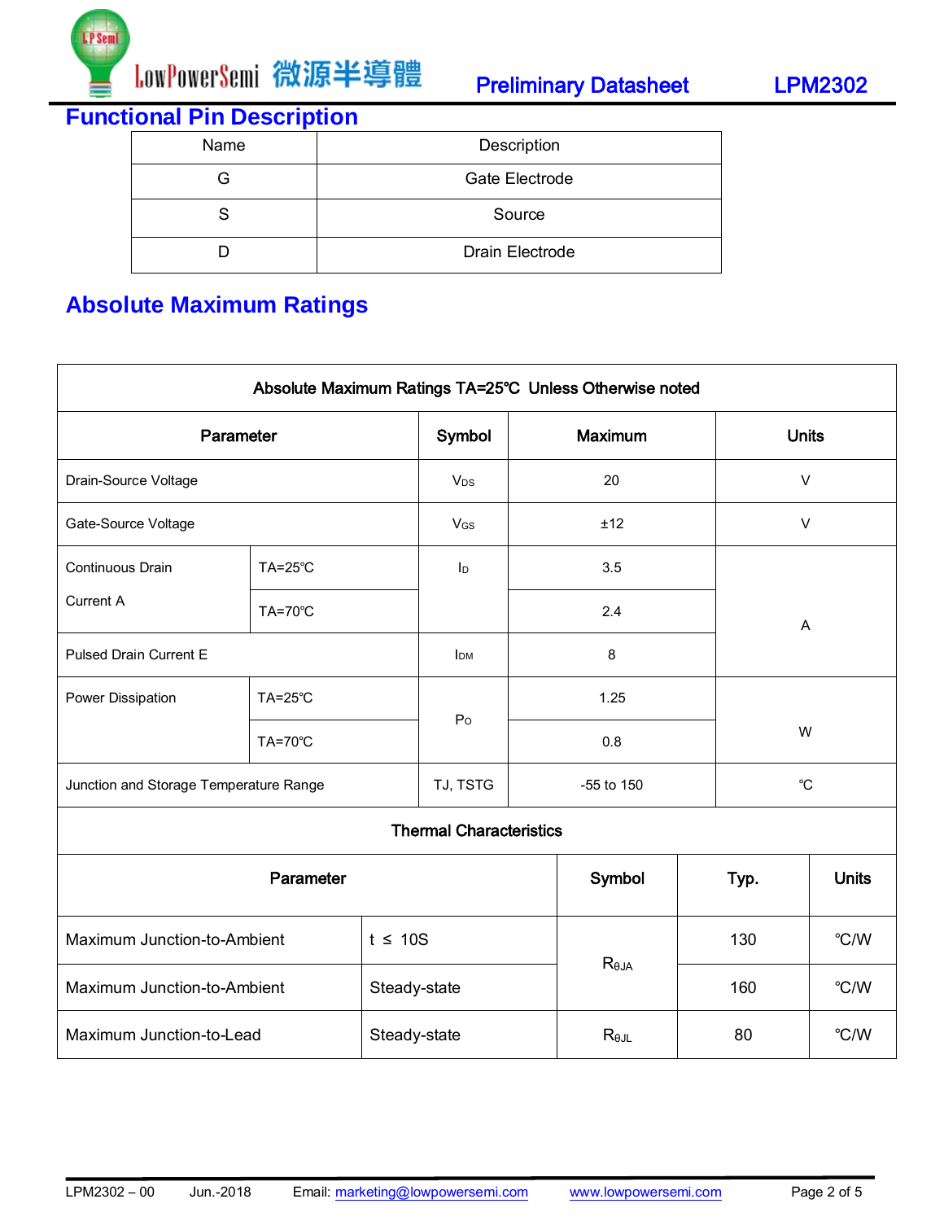## Functional Pin Description

| Name | Description |
|---|---|
| G | Gate Electrode |
| S | Source |
| D | Drain Electrode |

## Absolute Maximum Ratings

| Absolute Maximum Ratings TA=25℃ Unless Otherwise noted | | | | |
|---|---|---|---|---|
| **Parameter** | | **Symbol** | **Maximum** | **Units** |
| Drain-Source Voltage | | $V_{DS}$ | 20 | V |
| Gate-Source Voltage | | $V_{GS}$ | ±12 | V |
| Continuous Drain Current A | TA=25℃ | $I_D$ | 3.5 | A |
| | TA=70℃ | | 2.4 | A |
| Pulsed Drain Current E | | $I_{DM}$ | 8 | A |
| Power Dissipation | TA=25℃ | $P_D$ | 1.25 | W |
| | TA=70℃ | | 0.8 | W |
| Junction and Storage Temperature Range | | TJ, TSTG | -55 to 150 | ℃ |

| Thermal Characteristics | | | | |
|---|---|---|---|---|
| **Parameter** | | **Symbol** | **Typ.** | **Units** |
| Maximum Junction-to-Ambient | t ≤ 10S | $R_{\theta JA}$ | 130 | ℃/W |
| Maximum Junction-to-Ambient | Steady-state | | 160 | ℃/W |
| Maximum Junction-to-Lead | Steady-state | $R_{\theta JL}$ | 80 | ℃/W |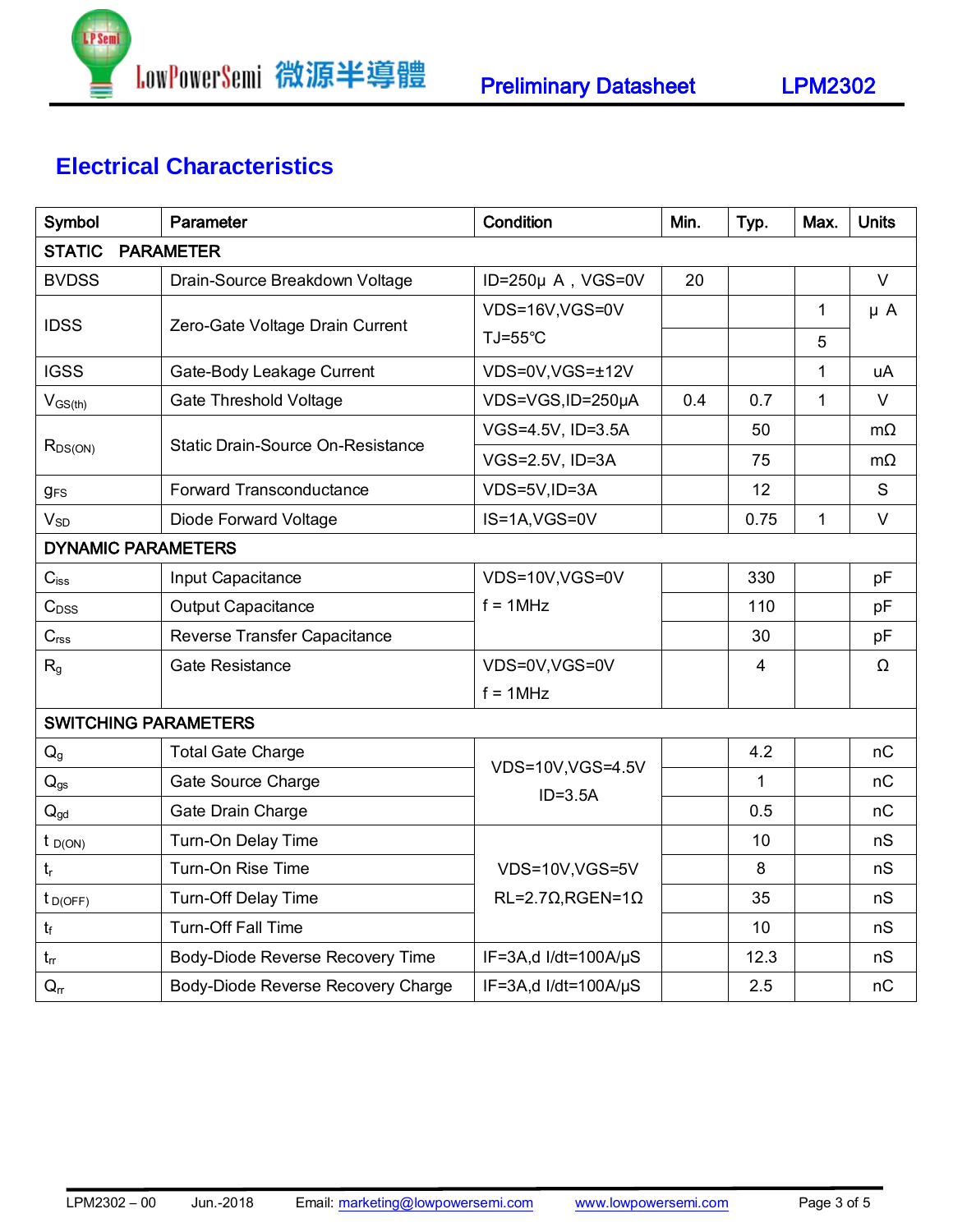## Electrical Characteristics

| Symbol | Parameter | Condition | Min. | Typ. | Max. | Units |
|---|---|---|---|---|---|---|
| **STATIC PARAMETER** | | | | | | |
| BVDSS | Drain-Source Breakdown Voltage | ID=250μ A，VGS=0V | 20 | | | V |
| IDSS | Zero-Gate Voltage Drain Current | VDS=16V,VGS=0V | | | 1 | μ A |
| | | TJ=55℃ | | | 5 | |
| IGSS | Gate-Body Leakage Current | VDS=0V,VGS=±12V | | | 1 | uA |
| $V_{GS(th)}$ | Gate Threshold Voltage | VDS=VGS,ID=250μA | 0.4 | 0.7 | 1 | V |
| $R_{DS(ON)}$ | Static Drain-Source On-Resistance | VGS=4.5V, ID=3.5A | | 50 | | mΩ |
| | | VGS=2.5V, ID=3A | | 75 | | mΩ |
| $g_{FS}$ | Forward Transconductance | VDS=5V,ID=3A | | 12 | | S |
| $V_{SD}$ | Diode Forward Voltage | IS=1A,VGS=0V | | 0.75 | 1 | V |
| **DYNAMIC PARAMETERS** | | | | | | |
| $C_{iss}$ | Input Capacitance | VDS=10V,VGS=0V f = 1MHz | | 330 | | pF |
| $C_{DSS}$ | Output Capacitance | | | 110 | | pF |
| $C_{rss}$ | Reverse Transfer Capacitance | | | 30 | | pF |
| $R_g$ | Gate Resistance | VDS=0V,VGS=0V f = 1MHz | | 4 | | Ω |
| **SWITCHING PARAMETERS** | | | | | | |
| $Q_g$ | Total Gate Charge | VDS=10V,VGS=4.5V ID=3.5A | | 4.2 | | nC |
| $Q_{gs}$ | Gate Source Charge | | | 1 | | nC |
| $Q_{gd}$ | Gate Drain Charge | | | 0.5 | | nC |
| $t_{D(ON)}$ | Turn-On Delay Time | VDS=10V,VGS=5V RL=2.7Ω,RGEN=1Ω | | 10 | | nS |
| $t_r$ | Turn-On Rise Time | | | 8 | | nS |
| $t_{D(OFF)}$ | Turn-Off Delay Time | | | 35 | | nS |
| $t_f$ | Turn-Off Fall Time | | | 10 | | nS |
| $t_{rr}$ | Body-Diode Reverse Recovery Time | IF=3A,d I/dt=100A/μS | | 12.3 | | nS |
| $Q_{rr}$ | Body-Diode Reverse Recovery Charge | IF=3A,d I/dt=100A/μS | | 2.5 | | nC |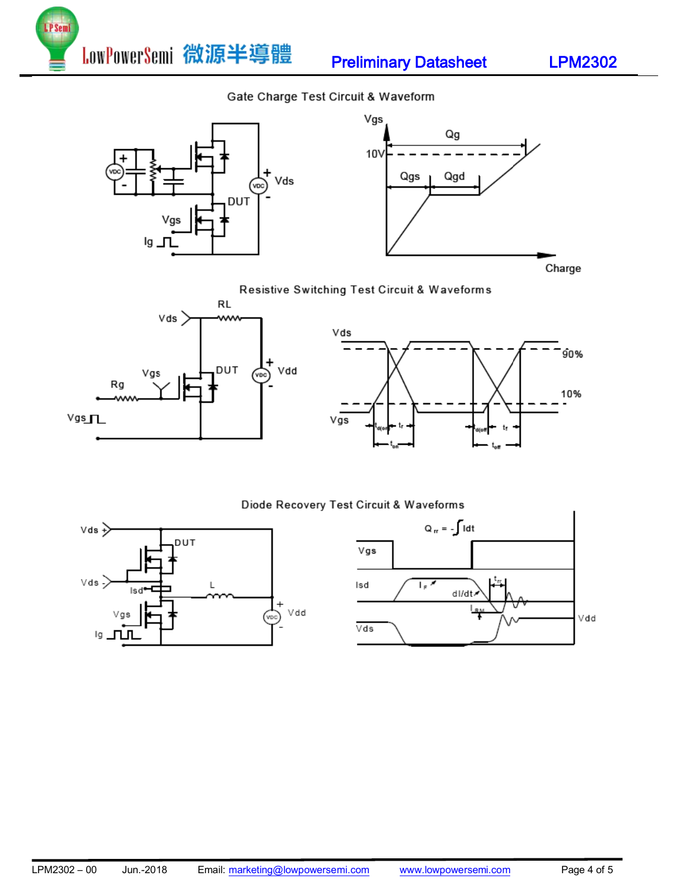### Gate Charge Test Circuit & Waveform

### Resistive Switching Test Circuit & Waveforms

### Diode Recovery Test Circuit & Waveforms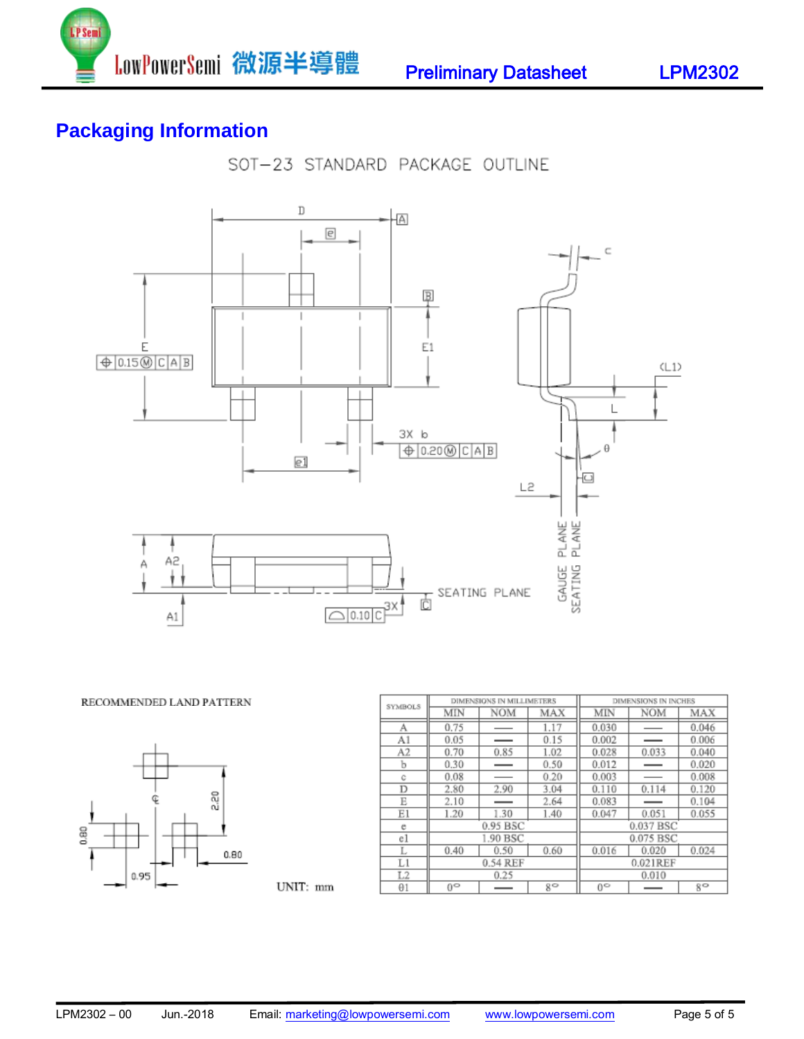## Packaging Information

SOT−23 STANDARD PACKAGE OUTLINE

D
e
A
B
E
E1
0.15 M C A B
3X b
0.20 M C A B
e1
c
(L1)
L
θ
C
L2
GAUGE PLANE
SEATING PLANE
A
A2
A1
0.10 C
3X
C
SEATING PLANE

RECOMMENDED LAND PATTERN

0.80
0.95
2.20
0.80

UNIT: mm

| SYMBOLS | DIMENSIONS IN MILLIMETERS | | | DIMENSIONS IN INCHES | | |
|---|---|---|---|---|---|---|
| | MIN | NOM | MAX | MIN | NOM | MAX |
| A | 0.75 | — | 1.17 | 0.030 | — | 0.046 |
| A1 | 0.05 | — | 0.15 | 0.002 | — | 0.006 |
| A2 | 0.70 | 0.85 | 1.02 | 0.028 | 0.033 | 0.040 |
| b | 0.30 | — | 0.50 | 0.012 | — | 0.020 |
| c | 0.08 | — | 0.20 | 0.003 | — | 0.008 |
| D | 2.80 | 2.90 | 3.04 | 0.110 | 0.114 | 0.120 |
| E | 2.10 | — | 2.64 | 0.083 | — | 0.104 |
| E1 | 1.20 | 1.30 | 1.40 | 0.047 | 0.051 | 0.055 |
| e | | 0.95 BSC | | | 0.037 BSC | |
| e1 | | 1.90 BSC | | | 0.075 BSC | |
| L | 0.40 | 0.50 | 0.60 | 0.016 | 0.020 | 0.024 |
| L1 | | 0.54 REF | | | 0.021REF | |
| L2 | | 0.25 | | | 0.010 | |
| θ1 | 0° | — | 8° | 0° | — | 8° |